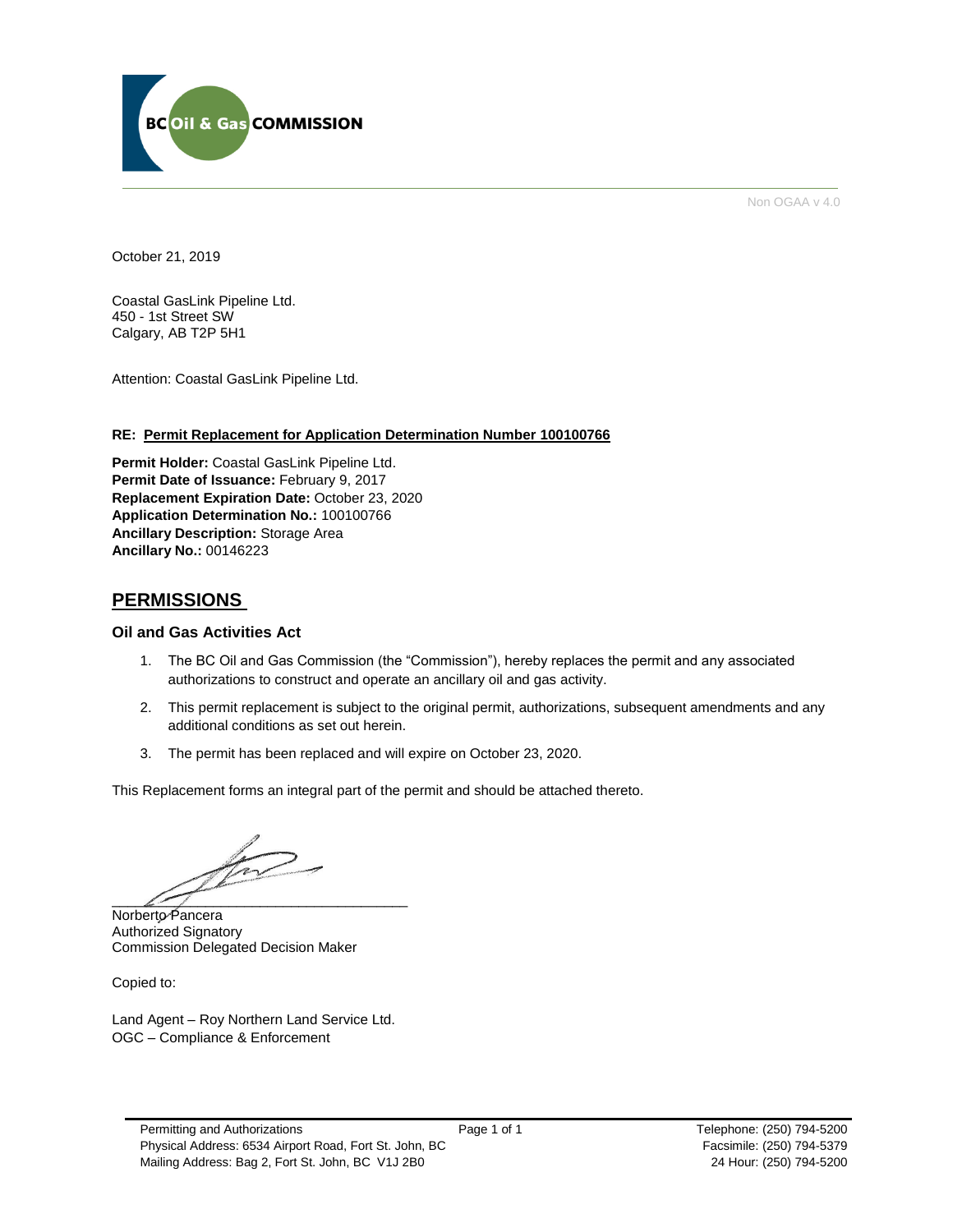BC Oil & Gas COMMISSION

Non OGAA v 4.0

October 21, 2019

Coastal GasLink Pipeline Ltd.
450 - 1st Street SW
Calgary, AB T2P 5H1

Attention: Coastal GasLink Pipeline Ltd.

**RE: Permit Replacement for Application Determination Number 100100766**

**Permit Holder:** Coastal GasLink Pipeline Ltd.
**Permit Date of Issuance:** February 9, 2017
**Replacement Expiration Date:** October 23, 2020
**Application Determination No.:** 100100766
**Ancillary Description:** Storage Area
**Ancillary No.:** 00146223

## PERMISSIONS

### Oil and Gas Activities Act

1. The BC Oil and Gas Commission (the "Commission"), hereby replaces the permit and any associated authorizations to construct and operate an ancillary oil and gas activity.
2. This permit replacement is subject to the original permit, authorizations, subsequent amendments and any additional conditions as set out herein.
3. The permit has been replaced and will expire on October 23, 2020.

This Replacement forms an integral part of the permit and should be attached thereto.

Norberto Pancera
Authorized Signatory
Commission Delegated Decision Maker

Copied to:

Land Agent – Roy Northern Land Service Ltd.
OGC – Compliance & Enforcement

Permitting and Authorizations
Physical Address: 6534 Airport Road, Fort St. John, BC
Mailing Address: Bag 2, Fort St. John, BC V1J 2B0

Telephone: (250) 794-5200
Facsimile: (250) 794-5379
24 Hour: (250) 794-5200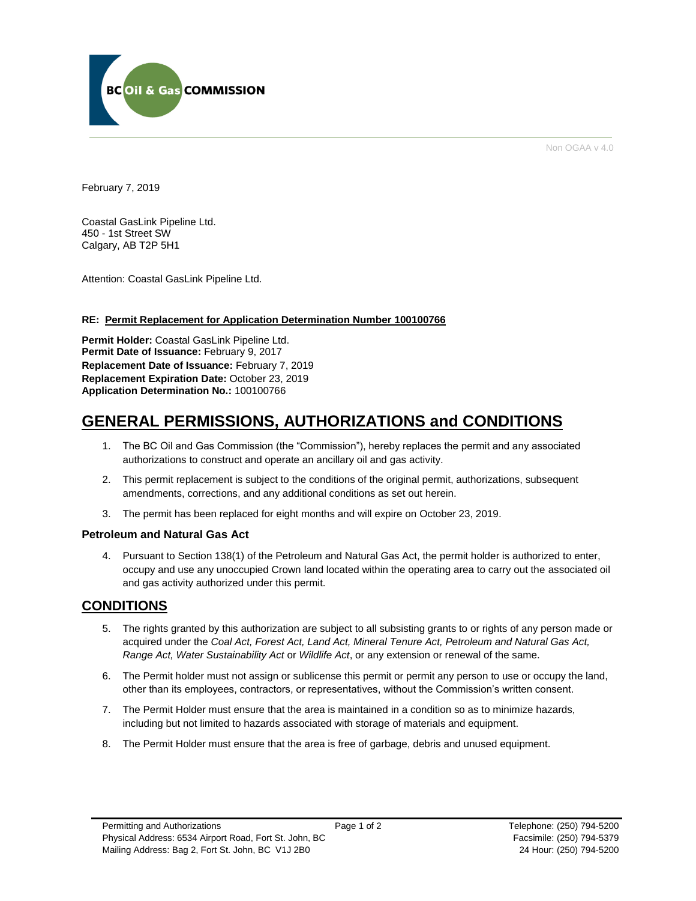Non OGAA v 4.0

February 7, 2019

Coastal GasLink Pipeline Ltd.
450 - 1st Street SW
Calgary, AB T2P 5H1

Attention: Coastal GasLink Pipeline Ltd.

**RE: Permit Replacement for Application Determination Number 100100766**

**Permit Holder:** Coastal GasLink Pipeline Ltd.
**Permit Date of Issuance:** February 9, 2017
**Replacement Date of Issuance:** February 7, 2019
**Replacement Expiration Date:** October 23, 2019
**Application Determination No.:** 100100766

# GENERAL PERMISSIONS, AUTHORIZATIONS and CONDITIONS

1. The BC Oil and Gas Commission (the "Commission"), hereby replaces the permit and any associated authorizations to construct and operate an ancillary oil and gas activity.
2. This permit replacement is subject to the conditions of the original permit, authorizations, subsequent amendments, corrections, and any additional conditions as set out herein.
3. The permit has been replaced for eight months and will expire on October 23, 2019.

### Petroleum and Natural Gas Act

4. Pursuant to Section 138(1) of the Petroleum and Natural Gas Act, the permit holder is authorized to enter, occupy and use any unoccupied Crown land located within the operating area to carry out the associated oil and gas activity authorized under this permit.

## CONDITIONS

5. The rights granted by this authorization are subject to all subsisting grants to or rights of any person made or acquired under the *Coal Act, Forest Act, Land Act, Mineral Tenure Act, Petroleum and Natural Gas Act, Range Act, Water Sustainability Act* or *Wildlife Act*, or any extension or renewal of the same.
6. The Permit holder must not assign or sublicense this permit or permit any person to use or occupy the land, other than its employees, contractors, or representatives, without the Commission's written consent.
7. The Permit Holder must ensure that the area is maintained in a condition so as to minimize hazards, including but not limited to hazards associated with storage of materials and equipment.
8. The Permit Holder must ensure that the area is free of garbage, debris and unused equipment.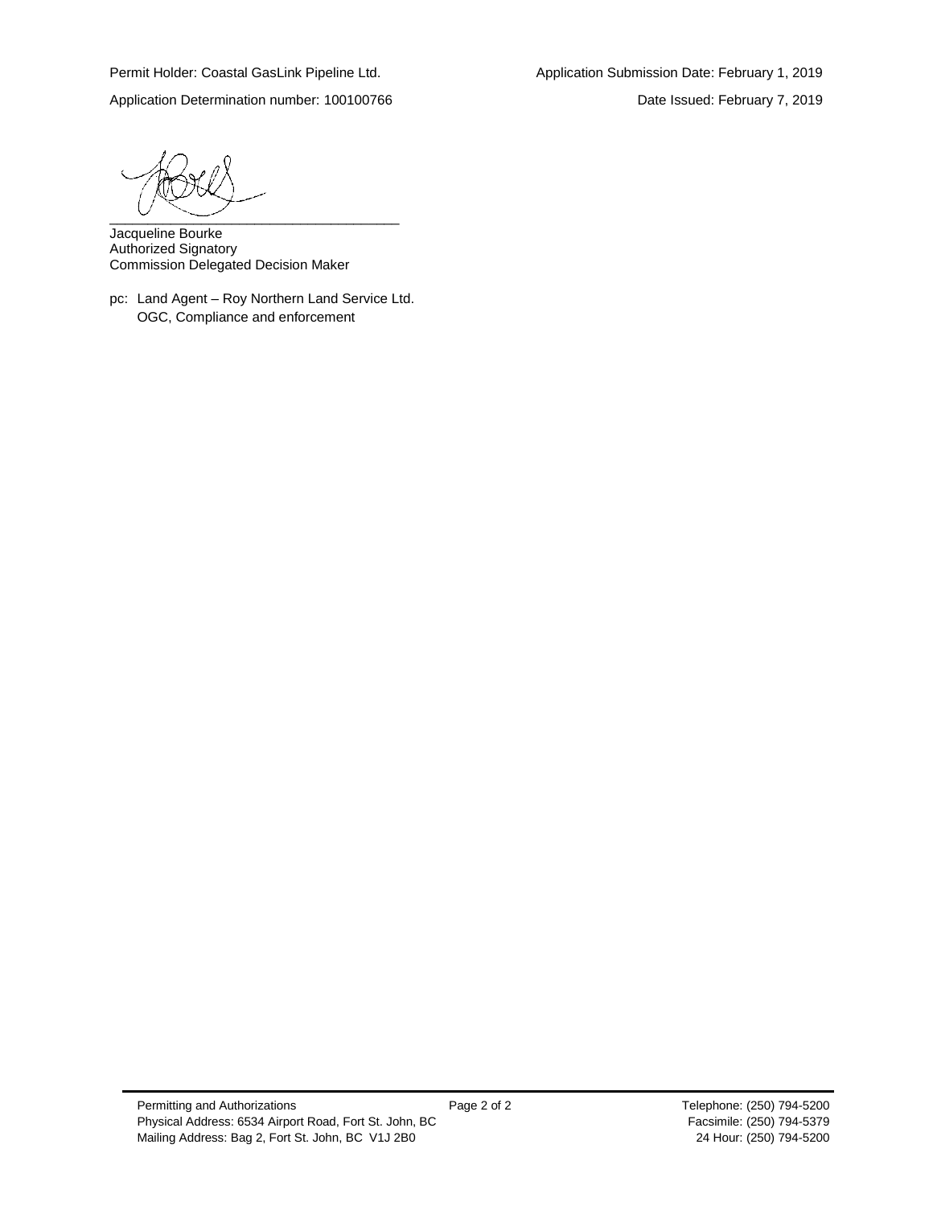Permit Holder: Coastal GasLink Pipeline Ltd.

Application Submission Date: February 1, 2019

Application Determination number: 100100766

Date Issued: February 7, 2019

______________________________________

Jacqueline Bourke
Authorized Signatory
Commission Delegated Decision Maker

pc: Land Agent – Roy Northern Land Service Ltd.
OGC, Compliance and enforcement

Permitting and Authorizations
Physical Address: 6534 Airport Road, Fort St. John, BC
Mailing Address: Bag 2, Fort St. John, BC V1J 2B0

Telephone: (250) 794-5200
Facsimile: (250) 794-5379
24 Hour: (250) 794-5200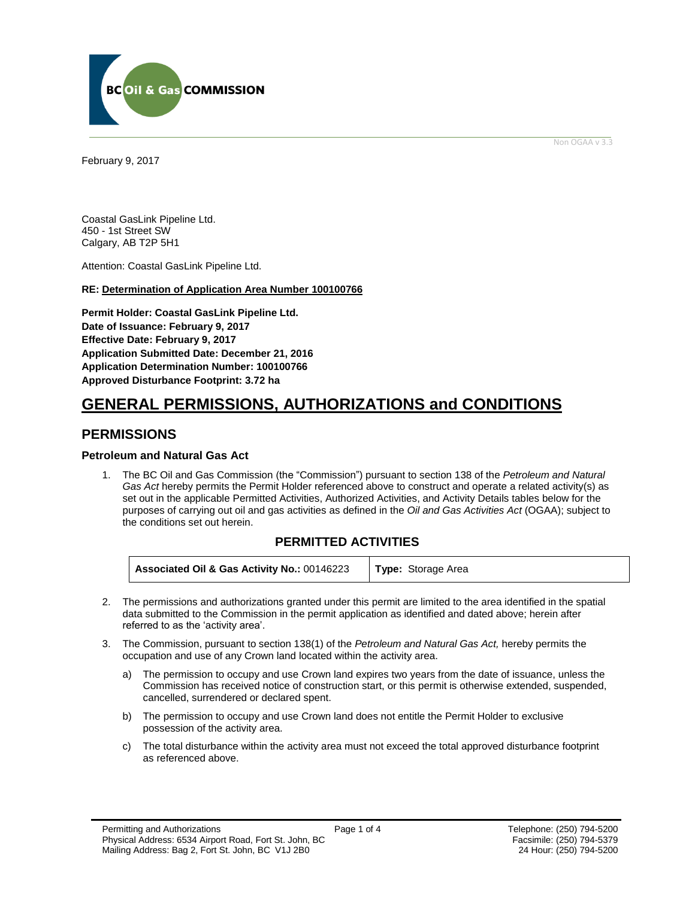February 9, 2017

Coastal GasLink Pipeline Ltd.
450 - 1st Street SW
Calgary, AB T2P 5H1

Attention: Coastal GasLink Pipeline Ltd.

**RE: Determination of Application Area Number 100100766**

**Permit Holder: Coastal GasLink Pipeline Ltd.**
**Date of Issuance: February 9, 2017**
**Effective Date: February 9, 2017**
**Application Submitted Date: December 21, 2016**
**Application Determination Number: 100100766**
**Approved Disturbance Footprint: 3.72 ha**

# GENERAL PERMISSIONS, AUTHORIZATIONS and CONDITIONS

## PERMISSIONS

### Petroleum and Natural Gas Act

1. The BC Oil and Gas Commission (the "Commission") pursuant to section 138 of the *Petroleum and Natural Gas Act* hereby permits the Permit Holder referenced above to construct and operate a related activity(s) as set out in the applicable Permitted Activities, Authorized Activities, and Activity Details tables below for the purposes of carrying out oil and gas activities as defined in the *Oil and Gas Activities Act* (OGAA); subject to the conditions set out herein.

### PERMITTED ACTIVITIES

| **Associated Oil & Gas Activity No.:** 00146223 | **Type:** Storage Area |
|---|---|

2. The permissions and authorizations granted under this permit are limited to the area identified in the spatial data submitted to the Commission in the permit application as identified and dated above; herein after referred to as the 'activity area'.

3. The Commission, pursuant to section 138(1) of the *Petroleum and Natural Gas Act,* hereby permits the occupation and use of any Crown land located within the activity area.

   a) The permission to occupy and use Crown land expires two years from the date of issuance, unless the Commission has received notice of construction start, or this permit is otherwise extended, suspended, cancelled, surrendered or declared spent.

   b) The permission to occupy and use Crown land does not entitle the Permit Holder to exclusive possession of the activity area.

   c) The total disturbance within the activity area must not exceed the total approved disturbance footprint as referenced above.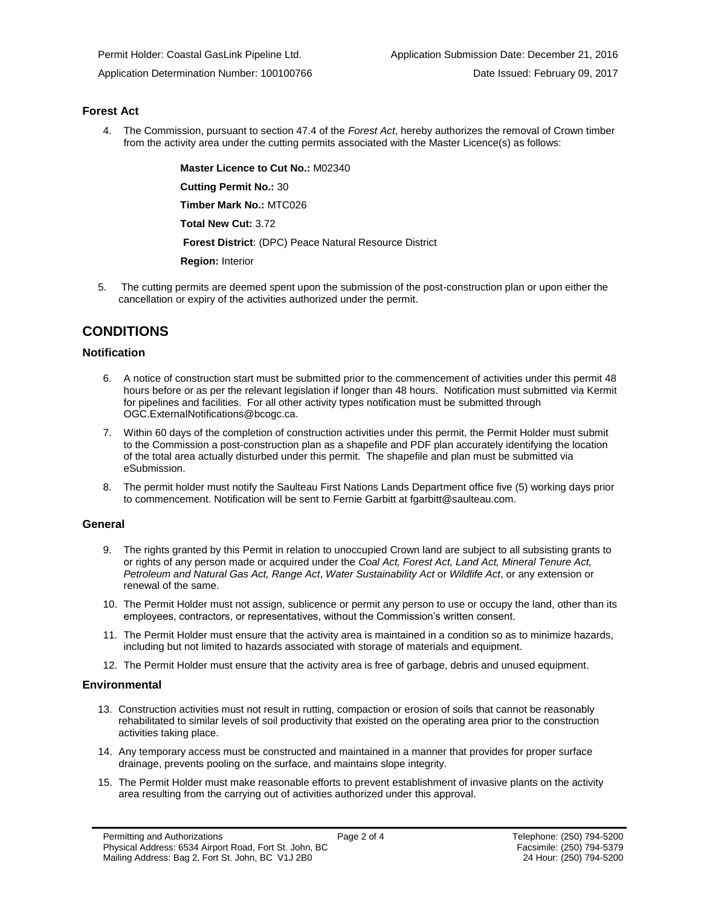Permit Holder: Coastal GasLink Pipeline Ltd. Application Submission Date: December 21, 2016

Application Determination Number: 100100766 Date Issued: February 09, 2017

### Forest Act

4. The Commission, pursuant to section 47.4 of the *Forest Act*, hereby authorizes the removal of Crown timber from the activity area under the cutting permits associated with the Master Licence(s) as follows:

   **Master Licence to Cut No.:** M02340

   **Cutting Permit No.:** 30

   **Timber Mark No.:** MTC026

   **Total New Cut:** 3.72

   **Forest District**: (DPC) Peace Natural Resource District

   **Region:** Interior

5. The cutting permits are deemed spent upon the submission of the post-construction plan or upon either the cancellation or expiry of the activities authorized under the permit.

## CONDITIONS

### Notification

6. A notice of construction start must be submitted prior to the commencement of activities under this permit 48 hours before or as per the relevant legislation if longer than 48 hours. Notification must submitted via Kermit for pipelines and facilities. For all other activity types notification must be submitted through OGC.ExternalNotifications@bcogc.ca.
7. Within 60 days of the completion of construction activities under this permit, the Permit Holder must submit to the Commission a post-construction plan as a shapefile and PDF plan accurately identifying the location of the total area actually disturbed under this permit. The shapefile and plan must be submitted via eSubmission.
8. The permit holder must notify the Saulteau First Nations Lands Department office five (5) working days prior to commencement. Notification will be sent to Fernie Garbitt at fgarbitt@saulteau.com.

### General

9. The rights granted by this Permit in relation to unoccupied Crown land are subject to all subsisting grants to or rights of any person made or acquired under the *Coal Act, Forest Act, Land Act, Mineral Tenure Act, Petroleum and Natural Gas Act, Range Act*, *Water Sustainability Act* or *Wildlife Act*, or any extension or renewal of the same.
10. The Permit Holder must not assign, sublicence or permit any person to use or occupy the land, other than its employees, contractors, or representatives, without the Commission's written consent.
11. The Permit Holder must ensure that the activity area is maintained in a condition so as to minimize hazards, including but not limited to hazards associated with storage of materials and equipment.
12. The Permit Holder must ensure that the activity area is free of garbage, debris and unused equipment.

### Environmental

13. Construction activities must not result in rutting, compaction or erosion of soils that cannot be reasonably rehabilitated to similar levels of soil productivity that existed on the operating area prior to the construction activities taking place.
14. Any temporary access must be constructed and maintained in a manner that provides for proper surface drainage, prevents pooling on the surface, and maintains slope integrity.
15. The Permit Holder must make reasonable efforts to prevent establishment of invasive plants on the activity area resulting from the carrying out of activities authorized under this approval.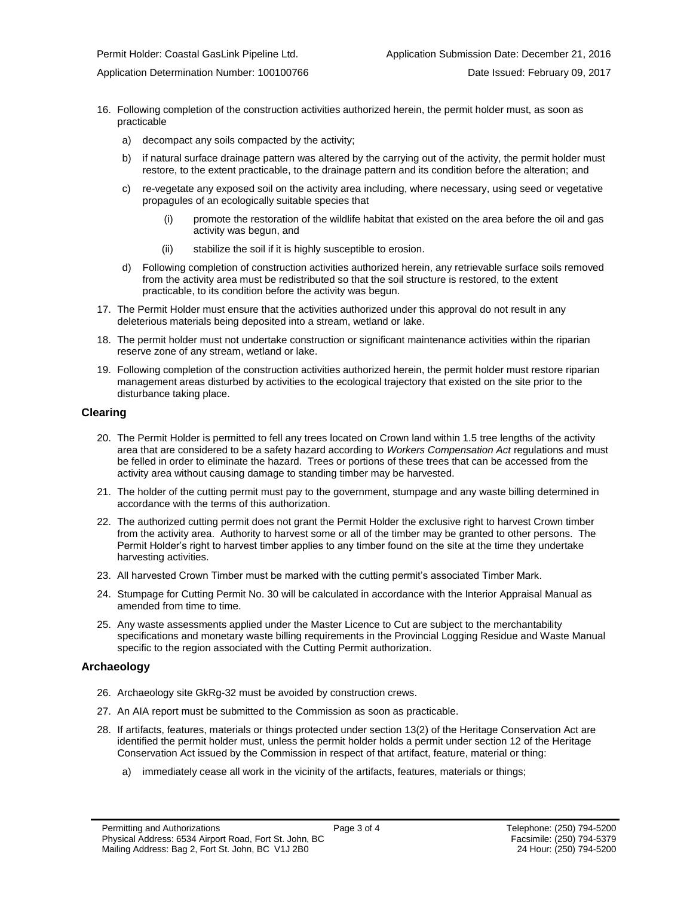16. Following completion of the construction activities authorized herein, the permit holder must, as soon as practicable

    a) decompact any soils compacted by the activity;

    b) if natural surface drainage pattern was altered by the carrying out of the activity, the permit holder must restore, to the extent practicable, to the drainage pattern and its condition before the alteration; and

    c) re-vegetate any exposed soil on the activity area including, where necessary, using seed or vegetative propagules of an ecologically suitable species that

        (i) promote the restoration of the wildlife habitat that existed on the area before the oil and gas activity was begun, and

        (ii) stabilize the soil if it is highly susceptible to erosion.

    d) Following completion of construction activities authorized herein, any retrievable surface soils removed from the activity area must be redistributed so that the soil structure is restored, to the extent practicable, to its condition before the activity was begun.

17. The Permit Holder must ensure that the activities authorized under this approval do not result in any deleterious materials being deposited into a stream, wetland or lake.

18. The permit holder must not undertake construction or significant maintenance activities within the riparian reserve zone of any stream, wetland or lake.

19. Following completion of the construction activities authorized herein, the permit holder must restore riparian management areas disturbed by activities to the ecological trajectory that existed on the site prior to the disturbance taking place.

### Clearing

20. The Permit Holder is permitted to fell any trees located on Crown land within 1.5 tree lengths of the activity area that are considered to be a safety hazard according to *Workers Compensation Act* regulations and must be felled in order to eliminate the hazard. Trees or portions of these trees that can be accessed from the activity area without causing damage to standing timber may be harvested.

21. The holder of the cutting permit must pay to the government, stumpage and any waste billing determined in accordance with the terms of this authorization.

22. The authorized cutting permit does not grant the Permit Holder the exclusive right to harvest Crown timber from the activity area. Authority to harvest some or all of the timber may be granted to other persons. The Permit Holder's right to harvest timber applies to any timber found on the site at the time they undertake harvesting activities.

23. All harvested Crown Timber must be marked with the cutting permit's associated Timber Mark.

24. Stumpage for Cutting Permit No. 30 will be calculated in accordance with the Interior Appraisal Manual as amended from time to time.

25. Any waste assessments applied under the Master Licence to Cut are subject to the merchantability specifications and monetary waste billing requirements in the Provincial Logging Residue and Waste Manual specific to the region associated with the Cutting Permit authorization.

### Archaeology

26. Archaeology site GkRg-32 must be avoided by construction crews.

27. An AIA report must be submitted to the Commission as soon as practicable.

28. If artifacts, features, materials or things protected under section 13(2) of the Heritage Conservation Act are identified the permit holder must, unless the permit holder holds a permit under section 12 of the Heritage Conservation Act issued by the Commission in respect of that artifact, feature, material or thing:

    a) immediately cease all work in the vicinity of the artifacts, features, materials or things;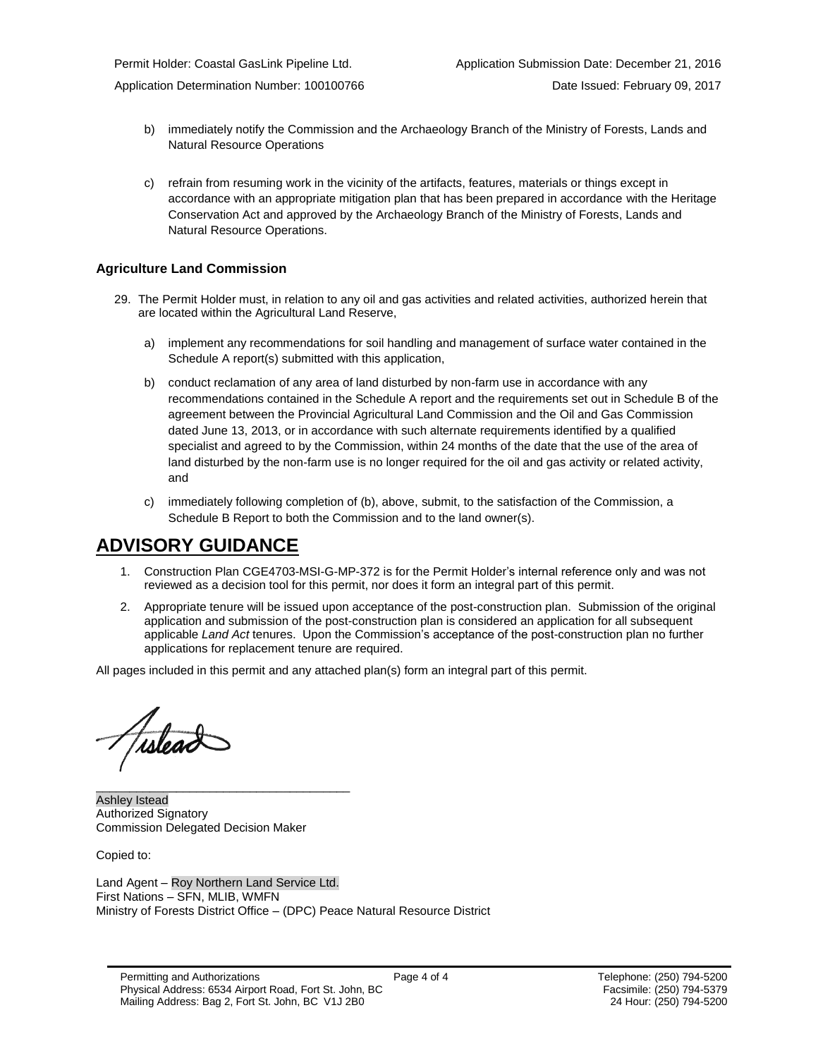b) immediately notify the Commission and the Archaeology Branch of the Ministry of Forests, Lands and Natural Resource Operations

c) refrain from resuming work in the vicinity of the artifacts, features, materials or things except in accordance with an appropriate mitigation plan that has been prepared in accordance with the Heritage Conservation Act and approved by the Archaeology Branch of the Ministry of Forests, Lands and Natural Resource Operations.

**Agriculture Land Commission**

29. The Permit Holder must, in relation to any oil and gas activities and related activities, authorized herein that are located within the Agricultural Land Reserve,

    a) implement any recommendations for soil handling and management of surface water contained in the Schedule A report(s) submitted with this application,

    b) conduct reclamation of any area of land disturbed by non-farm use in accordance with any recommendations contained in the Schedule A report and the requirements set out in Schedule B of the agreement between the Provincial Agricultural Land Commission and the Oil and Gas Commission dated June 13, 2013, or in accordance with such alternate requirements identified by a qualified specialist and agreed to by the Commission, within 24 months of the date that the use of the area of land disturbed by the non-farm use is no longer required for the oil and gas activity or related activity, and

    c) immediately following completion of (b), above, submit, to the satisfaction of the Commission, a Schedule B Report to both the Commission and to the land owner(s).

## ADVISORY GUIDANCE

1. Construction Plan CGE4703-MSI-G-MP-372 is for the Permit Holder's internal reference only and was not reviewed as a decision tool for this permit, nor does it form an integral part of this permit.
2. Appropriate tenure will be issued upon acceptance of the post-construction plan. Submission of the original application and submission of the post-construction plan is considered an application for all subsequent applicable *Land Act* tenures. Upon the Commission's acceptance of the post-construction plan no further applications for replacement tenure are required.

All pages included in this permit and any attached plan(s) form an integral part of this permit.

Ashley Istead
Authorized Signatory
Commission Delegated Decision Maker

Copied to:

Land Agent – Roy Northern Land Service Ltd.
First Nations – SFN, MLIB, WMFN
Ministry of Forests District Office – (DPC) Peace Natural Resource District